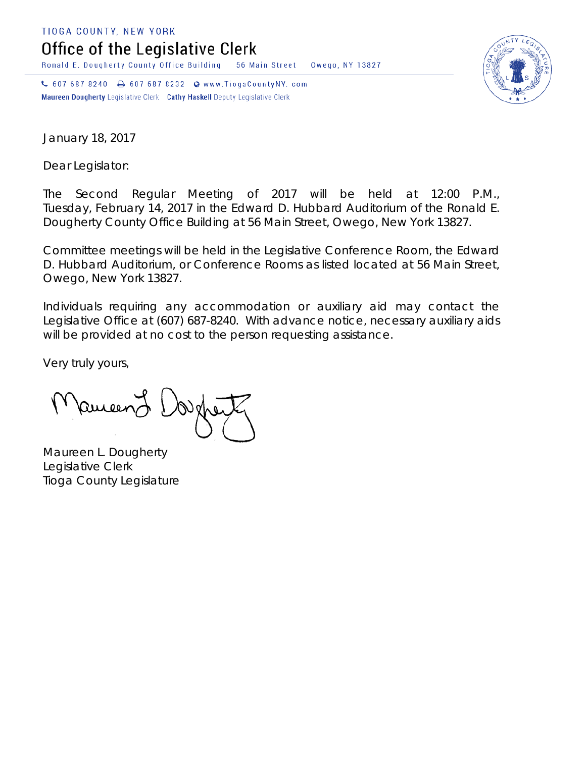TIOGA COUNTY, NEW YORK

# Office of the Legislative Clerk

Ronald E. Dougherty County Office Building    56 Main Street    Owego, NY 13827

607 687 8240    607 687 8232    www.TiogaCountyNY. com

**Maureen Dougherty** Legislative Clerk    **Cathy Haskell** Deputy Legislative Clerk

January 18, 2017

Dear Legislator:

The Second Regular Meeting of 2017 will be held at 12:00 P.M., Tuesday, February 14, 2017 in the Edward D. Hubbard Auditorium of the Ronald E. Dougherty County Office Building at 56 Main Street, Owego, New York 13827.

Committee meetings will be held in the Legislative Conference Room, the Edward D. Hubbard Auditorium, or Conference Rooms as listed located at 56 Main Street, Owego, New York 13827.

Individuals requiring any accommodation or auxiliary aid may contact the Legislative Office at (607) 687-8240. With advance notice, necessary auxiliary aids will be provided at no cost to the person requesting assistance.

Very truly yours,

Maureen L. Dougherty
Legislative Clerk
Tioga County Legislature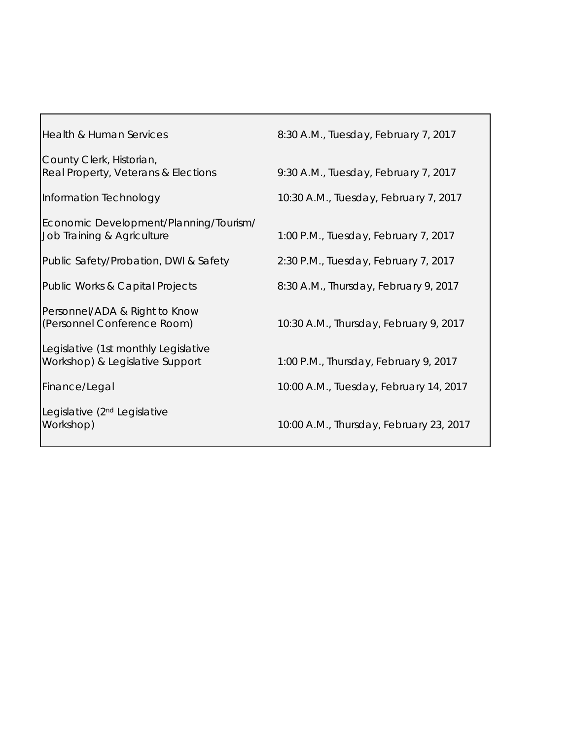| | |
|---|---|
| Health & Human Services | 8:30 A.M., Tuesday, February 7, 2017 |
| County Clerk, Historian, Real Property, Veterans & Elections | 9:30 A.M., Tuesday, February 7, 2017 |
| Information Technology | 10:30 A.M., Tuesday, February 7, 2017 |
| Economic Development/Planning/Tourism/ Job Training & Agriculture | 1:00 P.M., Tuesday, February 7, 2017 |
| Public Safety/Probation, DWI & Safety | 2:30 P.M., Tuesday, February 7, 2017 |
| Public Works & Capital Projects | 8:30 A.M., Thursday, February 9, 2017 |
| Personnel/ADA & Right to Know (Personnel Conference Room) | 10:30 A.M., Thursday, February 9, 2017 |
| Legislative (1st monthly Legislative Workshop) & Legislative Support | 1:00 P.M., Thursday, February 9, 2017 |
| Finance/Legal | 10:00 A.M., Tuesday, February 14, 2017 |
| Legislative (2nd Legislative Workshop) | 10:00 A.M., Thursday, February 23, 2017 |